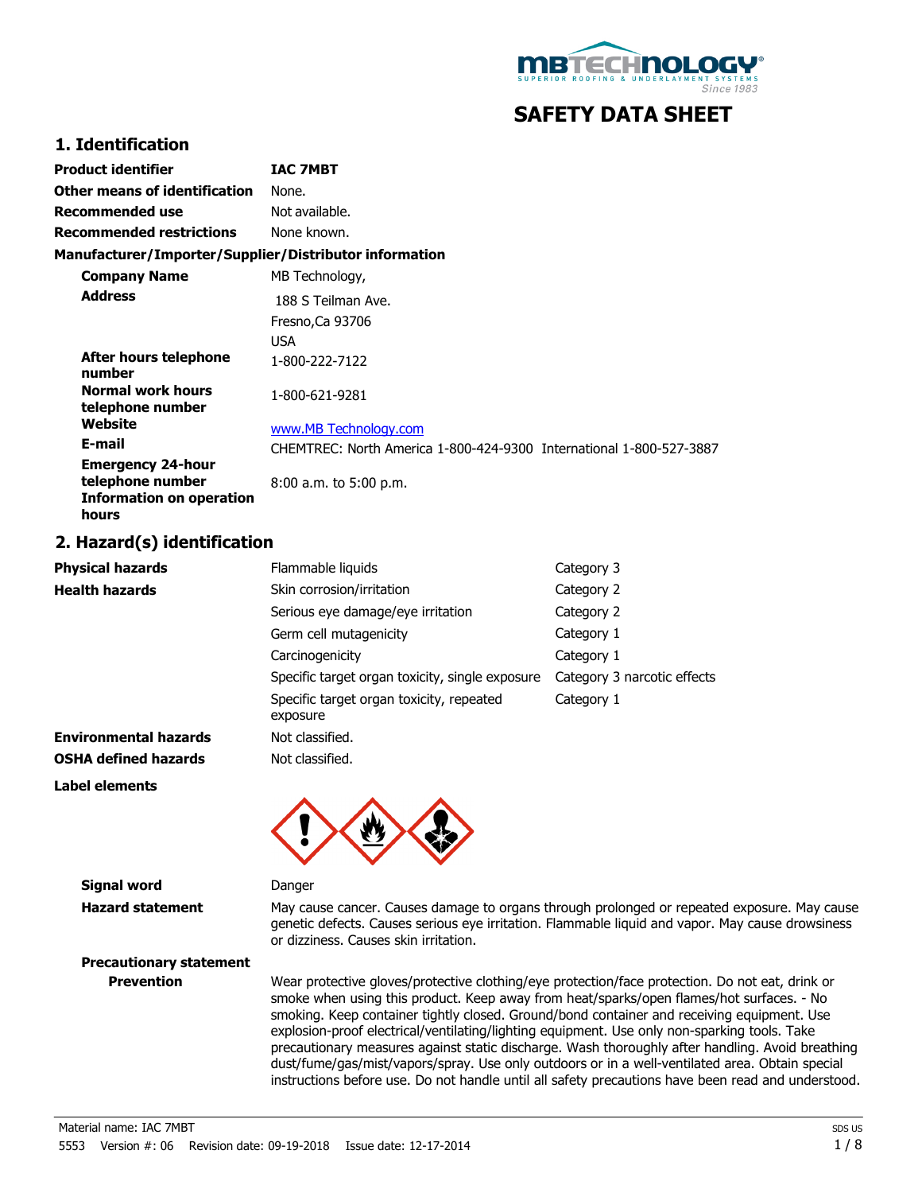# SAFETY DATA SHEET

## 1. Identification

| | |
|---|---|
| **Product identifier** | **IAC 7MBT** |
| **Other means of identification** | None. |
| **Recommended use** | Not available. |
| **Recommended restrictions** | None known. |

**Manufacturer/Importer/Supplier/Distributor information**

| | |
|---|---|
| **Company Name** | MB Technology, |
| **Address** | 188 S Teilman Ave.<br>Fresno,Ca 93706<br>USA |
| **After hours telephone number** | 1-800-222-7122 |
| **Normal work hours telephone number** | 1-800-621-9281 |
| **Website** | www.MB Technology.com |
| **E-mail** | CHEMTREC: North America 1-800-424-9300 International 1-800-527-3887 |
| **Emergency 24-hour telephone number** | |
| **Information on operation hours** | 8:00 a.m. to 5:00 p.m. |

## 2. Hazard(s) identification

| | | |
|---|---|---|
| **Physical hazards** | Flammable liquids | Category 3 |
| **Health hazards** | Skin corrosion/irritation | Category 2 |
| | Serious eye damage/eye irritation | Category 2 |
| | Germ cell mutagenicity | Category 1 |
| | Carcinogenicity | Category 1 |
| | Specific target organ toxicity, single exposure | Category 3 narcotic effects |
| | Specific target organ toxicity, repeated exposure | Category 1 |
| **Environmental hazards** | Not classified. | |
| **OSHA defined hazards** | Not classified. | |

**Label elements**

**Signal word** Danger

**Hazard statement** May cause cancer. Causes damage to organs through prolonged or repeated exposure. May cause genetic defects. Causes serious eye irritation. Flammable liquid and vapor. May cause drowsiness or dizziness. Causes skin irritation.

**Precautionary statement**

**Prevention** Wear protective gloves/protective clothing/eye protection/face protection. Do not eat, drink or smoke when using this product. Keep away from heat/sparks/open flames/hot surfaces. - No smoking. Keep container tightly closed. Ground/bond container and receiving equipment. Use explosion-proof electrical/ventilating/lighting equipment. Use only non-sparking tools. Take precautionary measures against static discharge. Wash thoroughly after handling. Avoid breathing dust/fume/gas/mist/vapors/spray. Use only outdoors or in a well-ventilated area. Obtain special instructions before use. Do not handle until all safety precautions have been read and understood.

Material name: IAC 7MBT
5553 Version #: 06 Revision date: 09-19-2018 Issue date: 12-17-2014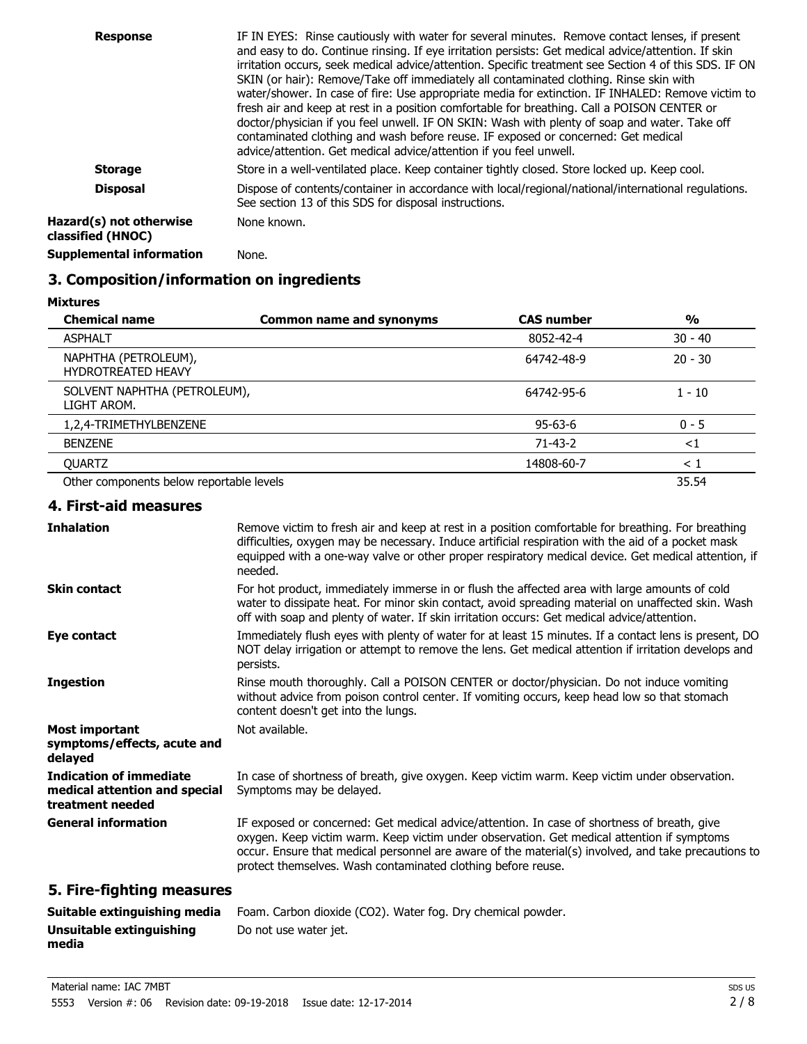| | |
|---|---|
| **Response** | IF IN EYES: Rinse cautiously with water for several minutes. Remove contact lenses, if present and easy to do. Continue rinsing. If eye irritation persists: Get medical advice/attention. If skin irritation occurs, seek medical advice/attention. Specific treatment see Section 4 of this SDS. IF ON SKIN (or hair): Remove/Take off immediately all contaminated clothing. Rinse skin with water/shower. In case of fire: Use appropriate media for extinction. IF INHALED: Remove victim to fresh air and keep at rest in a position comfortable for breathing. Call a POISON CENTER or doctor/physician if you feel unwell. IF ON SKIN: Wash with plenty of soap and water. Take off contaminated clothing and wash before reuse. IF exposed or concerned: Get medical advice/attention. Get medical advice/attention if you feel unwell. |
| **Storage** | Store in a well-ventilated place. Keep container tightly closed. Store locked up. Keep cool. |
| **Disposal** | Dispose of contents/container in accordance with local/regional/national/international regulations. See section 13 of this SDS for disposal instructions. |
| **Hazard(s) not otherwise classified (HNOC)** | None known. |
| **Supplemental information** | None. |

## 3. Composition/information on ingredients

**Mixtures**

| Chemical name | Common name and synonyms | CAS number | % |
|---|---|---|---|
| ASPHALT | | 8052-42-4 | 30 - 40 |
| NAPHTHA (PETROLEUM), HYDROTREATED HEAVY | | 64742-48-9 | 20 - 30 |
| SOLVENT NAPHTHA (PETROLEUM), LIGHT AROM. | | 64742-95-6 | 1 - 10 |
| 1,2,4-TRIMETHYLBENZENE | | 95-63-6 | 0 - 5 |
| BENZENE | | 71-43-2 | <1 |
| QUARTZ | | 14808-60-7 | < 1 |
| Other components below reportable levels | | | 35.54 |

## 4. First-aid measures

| | |
|---|---|
| **Inhalation** | Remove victim to fresh air and keep at rest in a position comfortable for breathing. For breathing difficulties, oxygen may be necessary. Induce artificial respiration with the aid of a pocket mask equipped with a one-way valve or other proper respiratory medical device. Get medical attention, if needed. |
| **Skin contact** | For hot product, immediately immerse in or flush the affected area with large amounts of cold water to dissipate heat. For minor skin contact, avoid spreading material on unaffected skin. Wash off with soap and plenty of water. If skin irritation occurs: Get medical advice/attention. |
| **Eye contact** | Immediately flush eyes with plenty of water for at least 15 minutes. If a contact lens is present, DO NOT delay irrigation or attempt to remove the lens. Get medical attention if irritation develops and persists. |
| **Ingestion** | Rinse mouth thoroughly. Call a POISON CENTER or doctor/physician. Do not induce vomiting without advice from poison control center. If vomiting occurs, keep head low so that stomach content doesn't get into the lungs. |
| **Most important symptoms/effects, acute and delayed** | Not available. |
| **Indication of immediate medical attention and special treatment needed** | In case of shortness of breath, give oxygen. Keep victim warm. Keep victim under observation. Symptoms may be delayed. |
| **General information** | IF exposed or concerned: Get medical advice/attention. In case of shortness of breath, give oxygen. Keep victim warm. Keep victim under observation. Get medical attention if symptoms occur. Ensure that medical personnel are aware of the material(s) involved, and take precautions to protect themselves. Wash contaminated clothing before reuse. |

## 5. Fire-fighting measures

| | |
|---|---|
| **Suitable extinguishing media** | Foam. Carbon dioxide ($CO_2$). Water fog. Dry chemical powder. |
| **Unsuitable extinguishing media** | Do not use water jet. |

Material name: IAC 7MBT

5553 Version #: 06 Revision date: 09-19-2018 Issue date: 12-17-2014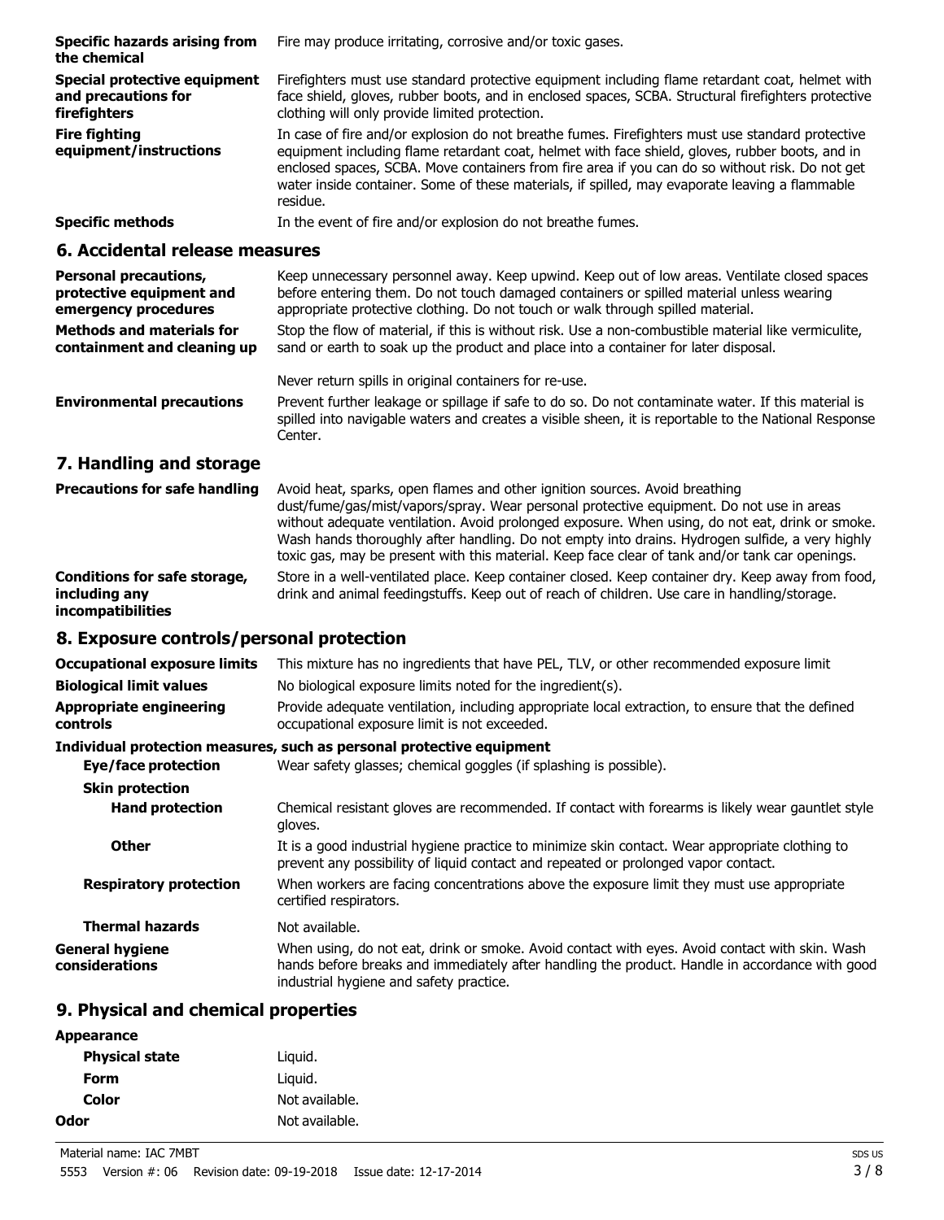**Specific hazards arising from the chemical**
Fire may produce irritating, corrosive and/or toxic gases.

**Special protective equipment and precautions for firefighters**
Firefighters must use standard protective equipment including flame retardant coat, helmet with face shield, gloves, rubber boots, and in enclosed spaces, SCBA. Structural firefighters protective clothing will only provide limited protection.

**Fire fighting equipment/instructions**
In case of fire and/or explosion do not breathe fumes. Firefighters must use standard protective equipment including flame retardant coat, helmet with face shield, gloves, rubber boots, and in enclosed spaces, SCBA. Move containers from fire area if you can do so without risk. Do not get water inside container. Some of these materials, if spilled, may evaporate leaving a flammable residue.

**Specific methods**
In the event of fire and/or explosion do not breathe fumes.

## 6. Accidental release measures

**Personal precautions, protective equipment and emergency procedures**
Keep unnecessary personnel away. Keep upwind. Keep out of low areas. Ventilate closed spaces before entering them. Do not touch damaged containers or spilled material unless wearing appropriate protective clothing. Do not touch or walk through spilled material.

**Methods and materials for containment and cleaning up**
Stop the flow of material, if this is without risk. Use a non-combustible material like vermiculite, sand or earth to soak up the product and place into a container for later disposal.

Never return spills in original containers for re-use.

**Environmental precautions**
Prevent further leakage or spillage if safe to do so. Do not contaminate water. If this material is spilled into navigable waters and creates a visible sheen, it is reportable to the National Response Center.

## 7. Handling and storage

**Precautions for safe handling**
Avoid heat, sparks, open flames and other ignition sources. Avoid breathing dust/fume/gas/mist/vapors/spray. Wear personal protective equipment. Do not use in areas without adequate ventilation. Avoid prolonged exposure. When using, do not eat, drink or smoke. Wash hands thoroughly after handling. Do not empty into drains. Hydrogen sulfide, a very highly toxic gas, may be present with this material. Keep face clear of tank and/or tank car openings.

**Conditions for safe storage, including any incompatibilities**
Store in a well-ventilated place. Keep container closed. Keep container dry. Keep away from food, drink and animal feedingstuffs. Keep out of reach of children. Use care in handling/storage.

## 8. Exposure controls/personal protection

**Occupational exposure limits**
This mixture has no ingredients that have PEL, TLV, or other recommended exposure limit

**Biological limit values**
No biological exposure limits noted for the ingredient(s).

**Appropriate engineering controls**
Provide adequate ventilation, including appropriate local extraction, to ensure that the defined occupational exposure limit is not exceeded.

**Individual protection measures, such as personal protective equipment**

**Eye/face protection**
Wear safety glasses; chemical goggles (if splashing is possible).

**Skin protection**

**Hand protection**
Chemical resistant gloves are recommended. If contact with forearms is likely wear gauntlet style gloves.

**Other**
It is a good industrial hygiene practice to minimize skin contact. Wear appropriate clothing to prevent any possibility of liquid contact and repeated or prolonged vapor contact.

**Respiratory protection**
When workers are facing concentrations above the exposure limit they must use appropriate certified respirators.

**Thermal hazards**
Not available.

**General hygiene considerations**
When using, do not eat, drink or smoke. Avoid contact with eyes. Avoid contact with skin. Wash hands before breaks and immediately after handling the product. Handle in accordance with good industrial hygiene and safety practice.

## 9. Physical and chemical properties

**Appearance**

| | |
|---|---|
| **Physical state** | Liquid. |
| **Form** | Liquid. |
| **Color** | Not available. |
| **Odor** | Not available. |

Material name: IAC 7MBT
5553 Version #: 06 Revision date: 09-19-2018 Issue date: 12-17-2014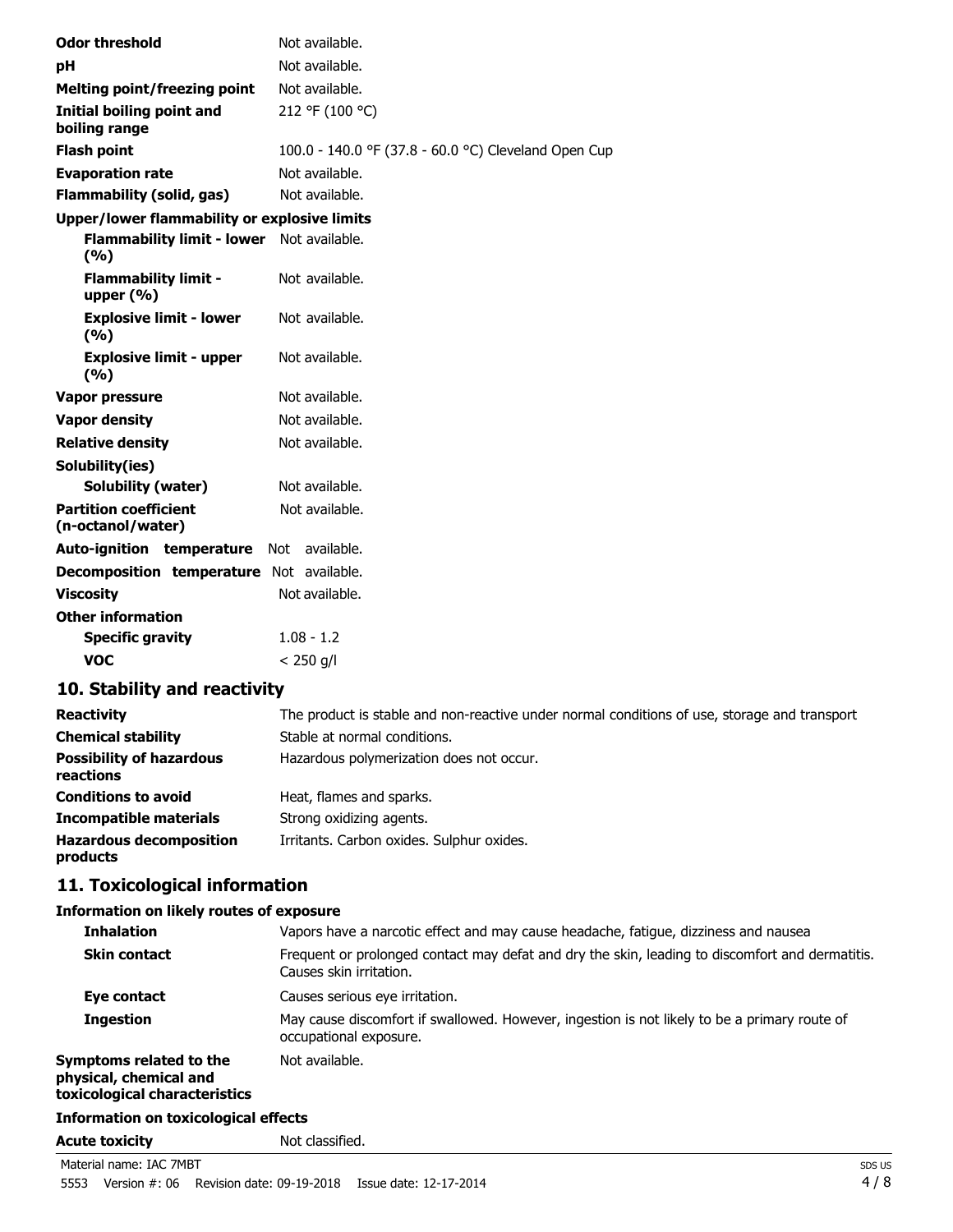| | |
|---|---|
| **Odor threshold** | Not available. |
| **pH** | Not available. |
| **Melting point/freezing point** | Not available. |
| **Initial boiling point and boiling range** | 212 °F (100 °C) |
| **Flash point** | 100.0 - 140.0 °F (37.8 - 60.0 °C) Cleveland Open Cup |
| **Evaporation rate** | Not available. |
| **Flammability (solid, gas)** | Not available. |
| **Upper/lower flammability or explosive limits** | |
| **Flammability limit - lower (%)** | Not available. |
| **Flammability limit - upper (%)** | Not available. |
| **Explosive limit - lower (%)** | Not available. |
| **Explosive limit - upper (%)** | Not available. |
| **Vapor pressure** | Not available. |
| **Vapor density** | Not available. |
| **Relative density** | Not available. |
| **Solubility(ies)** | |
| **Solubility (water)** | Not available. |
| **Partition coefficient (n-octanol/water)** | Not available. |
| **Auto-ignition temperature** | Not available. |
| **Decomposition temperature** | Not available. |
| **Viscosity** | Not available. |
| **Other information** | |
| **Specific gravity** | 1.08 - 1.2 |
| **VOC** | < 250 g/l |

## 10. Stability and reactivity

| | |
|---|---|
| **Reactivity** | The product is stable and non-reactive under normal conditions of use, storage and transport |
| **Chemical stability** | Stable at normal conditions. |
| **Possibility of hazardous reactions** | Hazardous polymerization does not occur. |
| **Conditions to avoid** | Heat, flames and sparks. |
| **Incompatible materials** | Strong oxidizing agents. |
| **Hazardous decomposition products** | Irritants. Carbon oxides. Sulphur oxides. |

## 11. Toxicological information

**Information on likely routes of exposure**

| | |
|---|---|
| **Inhalation** | Vapors have a narcotic effect and may cause headache, fatigue, dizziness and nausea |
| **Skin contact** | Frequent or prolonged contact may defat and dry the skin, leading to discomfort and dermatitis. Causes skin irritation. |
| **Eye contact** | Causes serious eye irritation. |
| **Ingestion** | May cause discomfort if swallowed. However, ingestion is not likely to be a primary route of occupational exposure. |
| **Symptoms related to the physical, chemical and toxicological characteristics** | Not available. |

**Information on toxicological effects**

| | |
|---|---|
| **Acute toxicity** | Not classified. |

Material name: IAC 7MBT

5553 Version #: 06 Revision date: 09-19-2018 Issue date: 12-17-2014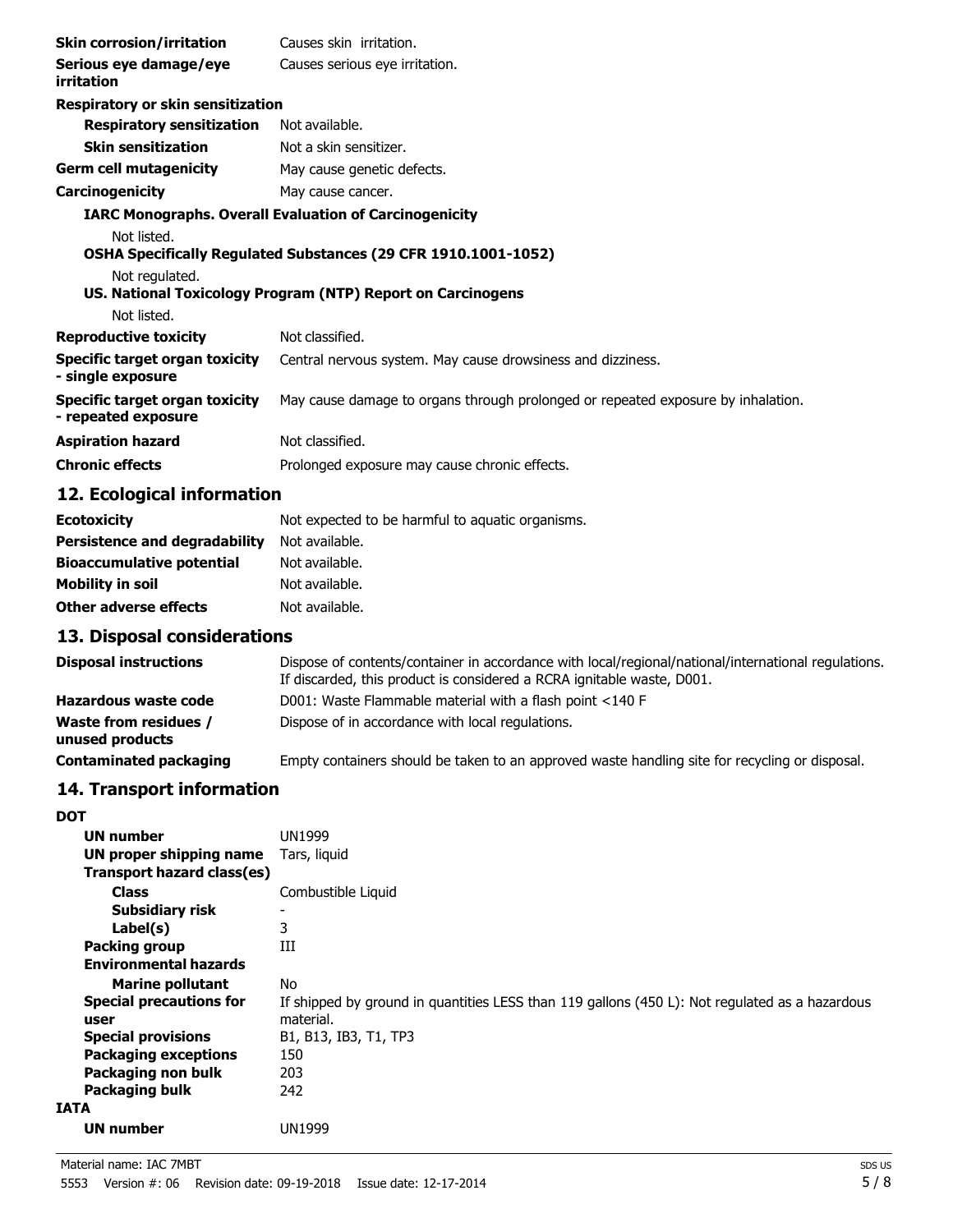**Skin corrosion/irritation** Causes skin irritation.

**Serious eye damage/eye irritation** Causes serious eye irritation.

**Respiratory or skin sensitization**

**Respiratory sensitization** Not available.

**Skin sensitization** Not a skin sensitizer.

**Germ cell mutagenicity** May cause genetic defects.

**Carcinogenicity** May cause cancer.

**IARC Monographs. Overall Evaluation of Carcinogenicity**

Not listed.

**OSHA Specifically Regulated Substances (29 CFR 1910.1001-1052)**

Not regulated.

**US. National Toxicology Program (NTP) Report on Carcinogens**

Not listed.

**Reproductive toxicity** Not classified.

**Specific target organ toxicity - single exposure** Central nervous system. May cause drowsiness and dizziness.

**Specific target organ toxicity - repeated exposure** May cause damage to organs through prolonged or repeated exposure by inhalation.

**Aspiration hazard** Not classified.

**Chronic effects** Prolonged exposure may cause chronic effects.

## 12. Ecological information

**Ecotoxicity** Not expected to be harmful to aquatic organisms.

**Persistence and degradability** Not available.

**Bioaccumulative potential** Not available.

**Mobility in soil** Not available.

**Other adverse effects** Not available.

## 13. Disposal considerations

**Disposal instructions** Dispose of contents/container in accordance with local/regional/national/international regulations. If discarded, this product is considered a RCRA ignitable waste, D001.

**Hazardous waste code** D001: Waste Flammable material with a flash point <140 F

**Waste from residues / unused products** Dispose of in accordance with local regulations.

**Contaminated packaging** Empty containers should be taken to an approved waste handling site for recycling or disposal.

## 14. Transport information

**DOT**

**UN number** UN1999

**UN proper shipping name** Tars, liquid

**Transport hazard class(es)**

**Class** Combustible Liquid

**Subsidiary risk** -

**Label(s)** 3

**Packing group** III

**Environmental hazards**

**Marine pollutant** No

**Special precautions for user** If shipped by ground in quantities LESS than 119 gallons (450 L): Not regulated as a hazardous material.

**Special provisions** B1, B13, IB3, T1, TP3

**Packaging exceptions** 150

**Packaging non bulk** 203

**Packaging bulk** 242

**IATA**

**UN number** UN1999

Material name: IAC 7MBT

5553 Version #: 06 Revision date: 09-19-2018 Issue date: 12-17-2014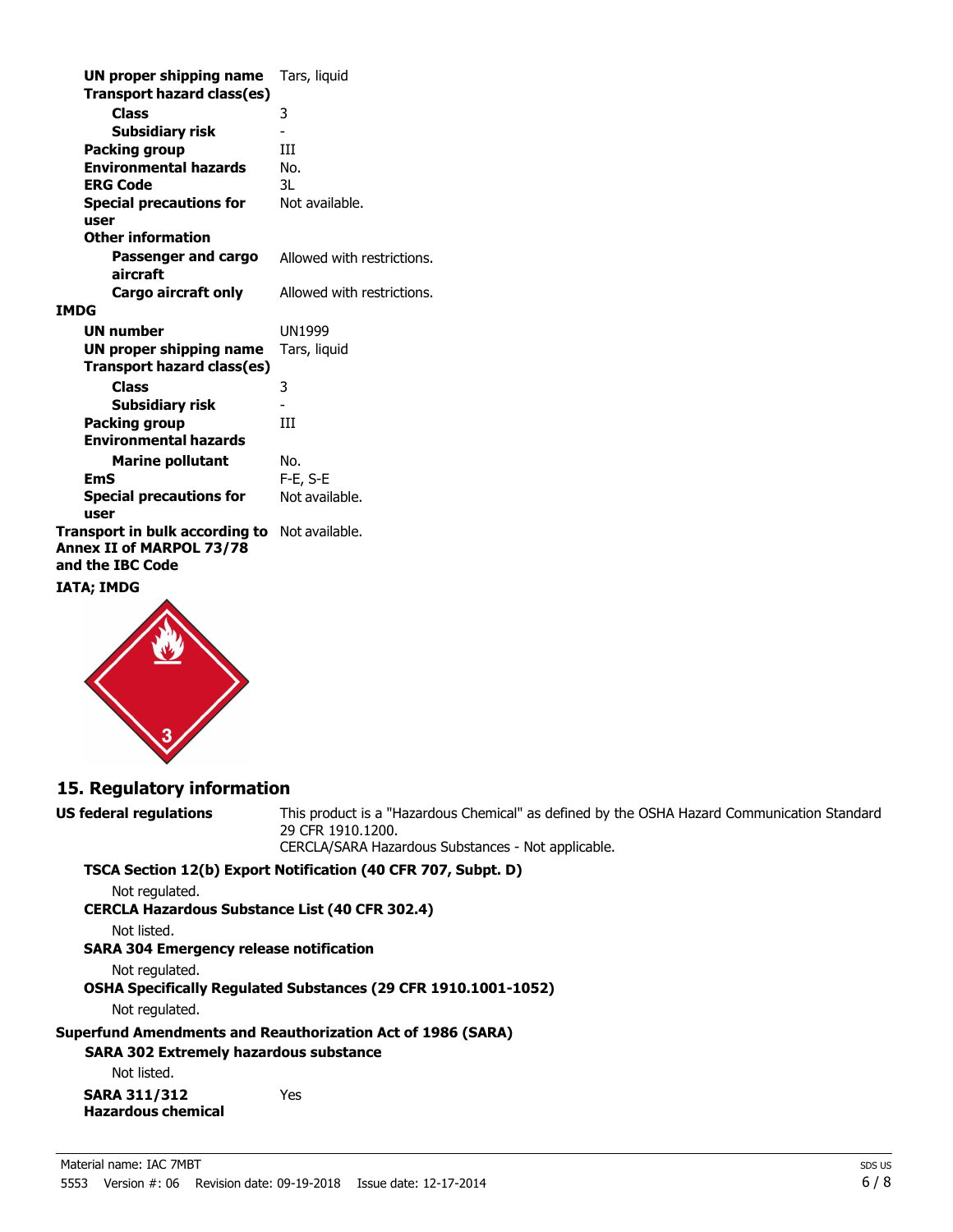| | |
|---|---|
| **UN proper shipping name** | Tars, liquid |
| **Transport hazard class(es)** | |
| **Class** | 3 |
| **Subsidiary risk** | - |
| **Packing group** | III |
| **Environmental hazards** | No. |
| **ERG Code** | 3L |
| **Special precautions for user** | Not available. |
| **Other information** | |
| **Passenger and cargo aircraft** | Allowed with restrictions. |
| **Cargo aircraft only** | Allowed with restrictions. |

**IMDG**

| | |
|---|---|
| **UN number** | UN1999 |
| **UN proper shipping name** | Tars, liquid |
| **Transport hazard class(es)** | |
| **Class** | 3 |
| **Subsidiary risk** | - |
| **Packing group** | III |
| **Environmental hazards** | |
| **Marine pollutant** | No. |
| **EmS** | F-E, S-E |
| **Special precautions for user** | Not available. |

**Transport in bulk according to Annex II of MARPOL 73/78 and the IBC Code** Not available.

**IATA; IMDG**

## 15. Regulatory information

**US federal regulations** This product is a "Hazardous Chemical" as defined by the OSHA Hazard Communication Standard 29 CFR 1910.1200.
CERCLA/SARA Hazardous Substances - Not applicable.

**TSCA Section 12(b) Export Notification (40 CFR 707, Subpt. D)**

Not regulated.

**CERCLA Hazardous Substance List (40 CFR 302.4)**

Not listed.

**SARA 304 Emergency release notification**

Not regulated.

**OSHA Specifically Regulated Substances (29 CFR 1910.1001-1052)**

Not regulated.

**Superfund Amendments and Reauthorization Act of 1986 (SARA)**

**SARA 302 Extremely hazardous substance**

Not listed.

**SARA 311/312 Hazardous chemical** Yes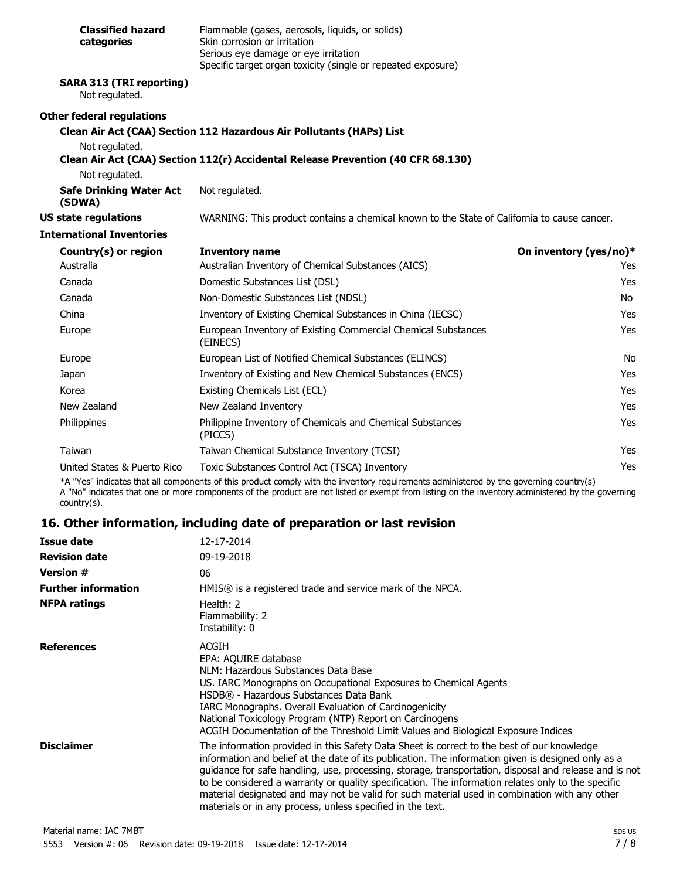**Classified hazard categories**

Flammable (gases, aerosols, liquids, or solids)
Skin corrosion or irritation
Serious eye damage or eye irritation
Specific target organ toxicity (single or repeated exposure)

**SARA 313 (TRI reporting)**

Not regulated.

**Other federal regulations**

**Clean Air Act (CAA) Section 112 Hazardous Air Pollutants (HAPs) List**

Not regulated.

**Clean Air Act (CAA) Section 112(r) Accidental Release Prevention (40 CFR 68.130)**

Not regulated.

**Safe Drinking Water Act (SDWA)** Not regulated.

**US state regulations** WARNING: This product contains a chemical known to the State of California to cause cancer.

**International Inventories**

| Country(s) or region | Inventory name | On inventory (yes/no)* |
|---|---|---|
| Australia | Australian Inventory of Chemical Substances (AICS) | Yes |
| Canada | Domestic Substances List (DSL) | Yes |
| Canada | Non-Domestic Substances List (NDSL) | No |
| China | Inventory of Existing Chemical Substances in China (IECSC) | Yes |
| Europe | European Inventory of Existing Commercial Chemical Substances (EINECS) | Yes |
| Europe | European List of Notified Chemical Substances (ELINCS) | No |
| Japan | Inventory of Existing and New Chemical Substances (ENCS) | Yes |
| Korea | Existing Chemicals List (ECL) | Yes |
| New Zealand | New Zealand Inventory | Yes |
| Philippines | Philippine Inventory of Chemicals and Chemical Substances (PICCS) | Yes |
| Taiwan | Taiwan Chemical Substance Inventory (TCSI) | Yes |
| United States & Puerto Rico | Toxic Substances Control Act (TSCA) Inventory | Yes |

*A "Yes" indicates that all components of this product comply with the inventory requirements administered by the governing country(s)
A "No" indicates that one or more components of the product are not listed or exempt from listing on the inventory administered by the governing country(s).

## 16. Other information, including date of preparation or last revision

**Issue date** 12-17-2014

**Revision date** 09-19-2018

**Version #** 06

**Further information** HMIS® is a registered trade and service mark of the NPCA.

**NFPA ratings**

Health: 2
Flammability: 2
Instability: 0

**References**

ACGIH
EPA: AQUIRE database
NLM: Hazardous Substances Data Base
US. IARC Monographs on Occupational Exposures to Chemical Agents
HSDB® - Hazardous Substances Data Bank
IARC Monographs. Overall Evaluation of Carcinogenicity
National Toxicology Program (NTP) Report on Carcinogens
ACGIH Documentation of the Threshold Limit Values and Biological Exposure Indices

**Disclaimer**

The information provided in this Safety Data Sheet is correct to the best of our knowledge information and belief at the date of its publication. The information given is designed only as a guidance for safe handling, use, processing, storage, transportation, disposal and release and is not to be considered a warranty or quality specification. The information relates only to the specific material designated and may not be valid for such material used in combination with any other materials or in any process, unless specified in the text.

Material name: IAC 7MBT
5553 Version #: 06 Revision date: 09-19-2018 Issue date: 12-17-2014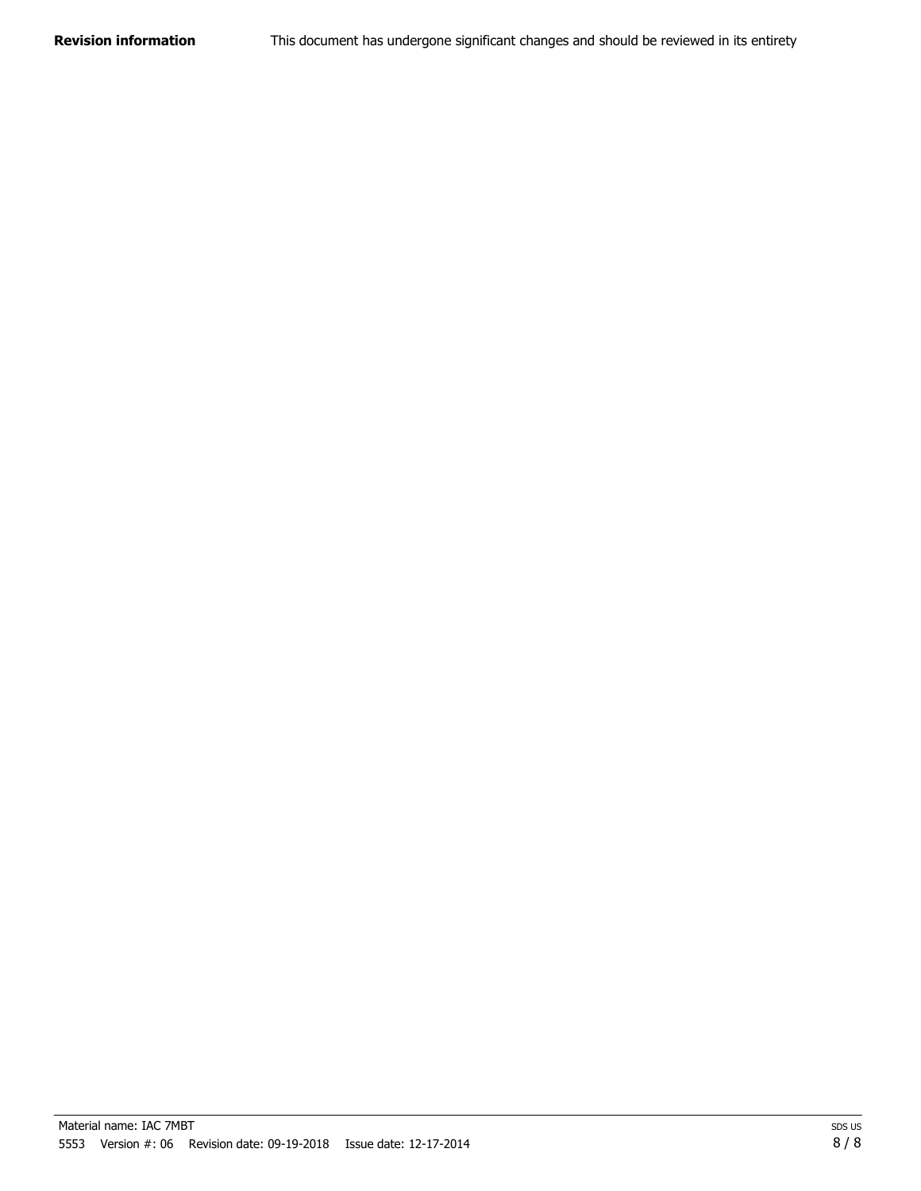**Revision information** This document has undergone significant changes and should be reviewed in its entirety